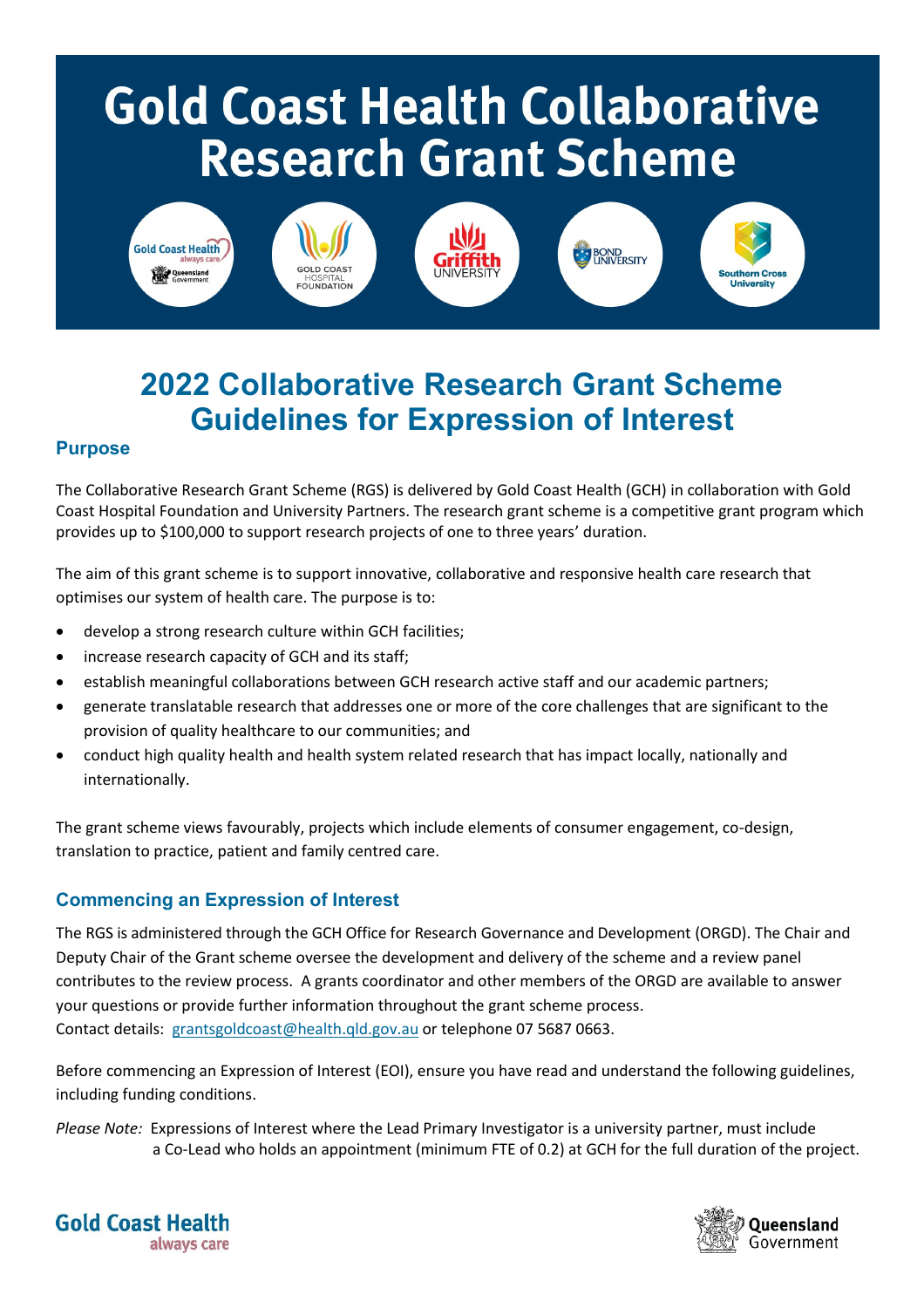# Gold Coast Health Collaborative Research Grant Scheme

## 2022 Collaborative Research Grant Scheme Guidelines for Expression of Interest

### Purpose

The Collaborative Research Grant Scheme (RGS) is delivered by Gold Coast Health (GCH) in collaboration with Gold Coast Hospital Foundation and University Partners. The research grant scheme is a competitive grant program which provides up to $100,000 to support research projects of one to three years' duration.

The aim of this grant scheme is to support innovative, collaborative and responsive health care research that optimises our system of health care. The purpose is to:

- develop a strong research culture within GCH facilities;
- increase research capacity of GCH and its staff;
- establish meaningful collaborations between GCH research active staff and our academic partners;
- generate translatable research that addresses one or more of the core challenges that are significant to the provision of quality healthcare to our communities; and
- conduct high quality health and health system related research that has impact locally, nationally and internationally.

The grant scheme views favourably, projects which include elements of consumer engagement, co-design, translation to practice, patient and family centred care.

### Commencing an Expression of Interest

The RGS is administered through the GCH Office for Research Governance and Development (ORGD). The Chair and Deputy Chair of the Grant scheme oversee the development and delivery of the scheme and a review panel contributes to the review process. A grants coordinator and other members of the ORGD are available to answer your questions or provide further information throughout the grant scheme process.
Contact details: grantsgoldcoast@health.qld.gov.au or telephone 07 5687 0663.

Before commencing an Expression of Interest (EOI), ensure you have read and understand the following guidelines, including funding conditions.

*Please Note:* Expressions of Interest where the Lead Primary Investigator is a university partner, must include a Co-Lead who holds an appointment (minimum FTE of 0.2) at GCH for the full duration of the project.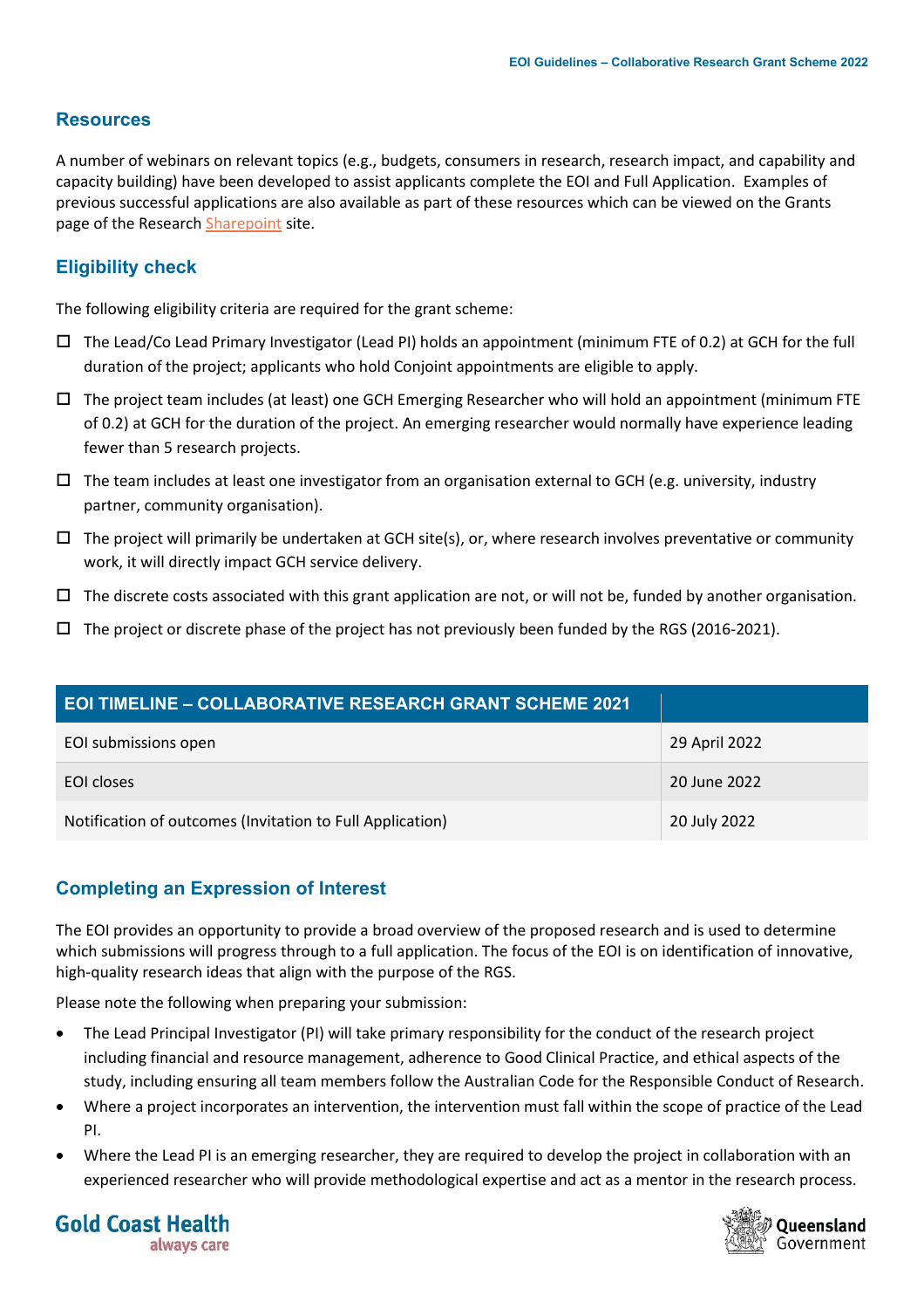## Resources

A number of webinars on relevant topics (e.g., budgets, consumers in research, research impact, and capability and capacity building) have been developed to assist applicants complete the EOI and Full Application. Examples of previous successful applications are also available as part of these resources which can be viewed on the Grants page of the Research Sharepoint site.

## Eligibility check

The following eligibility criteria are required for the grant scheme:

- ☐ The Lead/Co Lead Primary Investigator (Lead PI) holds an appointment (minimum FTE of 0.2) at GCH for the full duration of the project; applicants who hold Conjoint appointments are eligible to apply.
- ☐ The project team includes (at least) one GCH Emerging Researcher who will hold an appointment (minimum FTE of 0.2) at GCH for the duration of the project. An emerging researcher would normally have experience leading fewer than 5 research projects.
- ☐ The team includes at least one investigator from an organisation external to GCH (e.g. university, industry partner, community organisation).
- ☐ The project will primarily be undertaken at GCH site(s), or, where research involves preventative or community work, it will directly impact GCH service delivery.
- ☐ The discrete costs associated with this grant application are not, or will not be, funded by another organisation.
- ☐ The project or discrete phase of the project has not previously been funded by the RGS (2016-2021).

| EOI TIMELINE – COLLABORATIVE RESEARCH GRANT SCHEME 2021 | |
|---|---|
| EOI submissions open | 29 April 2022 |
| EOI closes | 20 June 2022 |
| Notification of outcomes (Invitation to Full Application) | 20 July 2022 |

## Completing an Expression of Interest

The EOI provides an opportunity to provide a broad overview of the proposed research and is used to determine which submissions will progress through to a full application. The focus of the EOI is on identification of innovative, high-quality research ideas that align with the purpose of the RGS.

Please note the following when preparing your submission:

- The Lead Principal Investigator (PI) will take primary responsibility for the conduct of the research project including financial and resource management, adherence to Good Clinical Practice, and ethical aspects of the study, including ensuring all team members follow the Australian Code for the Responsible Conduct of Research.
- Where a project incorporates an intervention, the intervention must fall within the scope of practice of the Lead PI.
- Where the Lead PI is an emerging researcher, they are required to develop the project in collaboration with an experienced researcher who will provide methodological expertise and act as a mentor in the research process.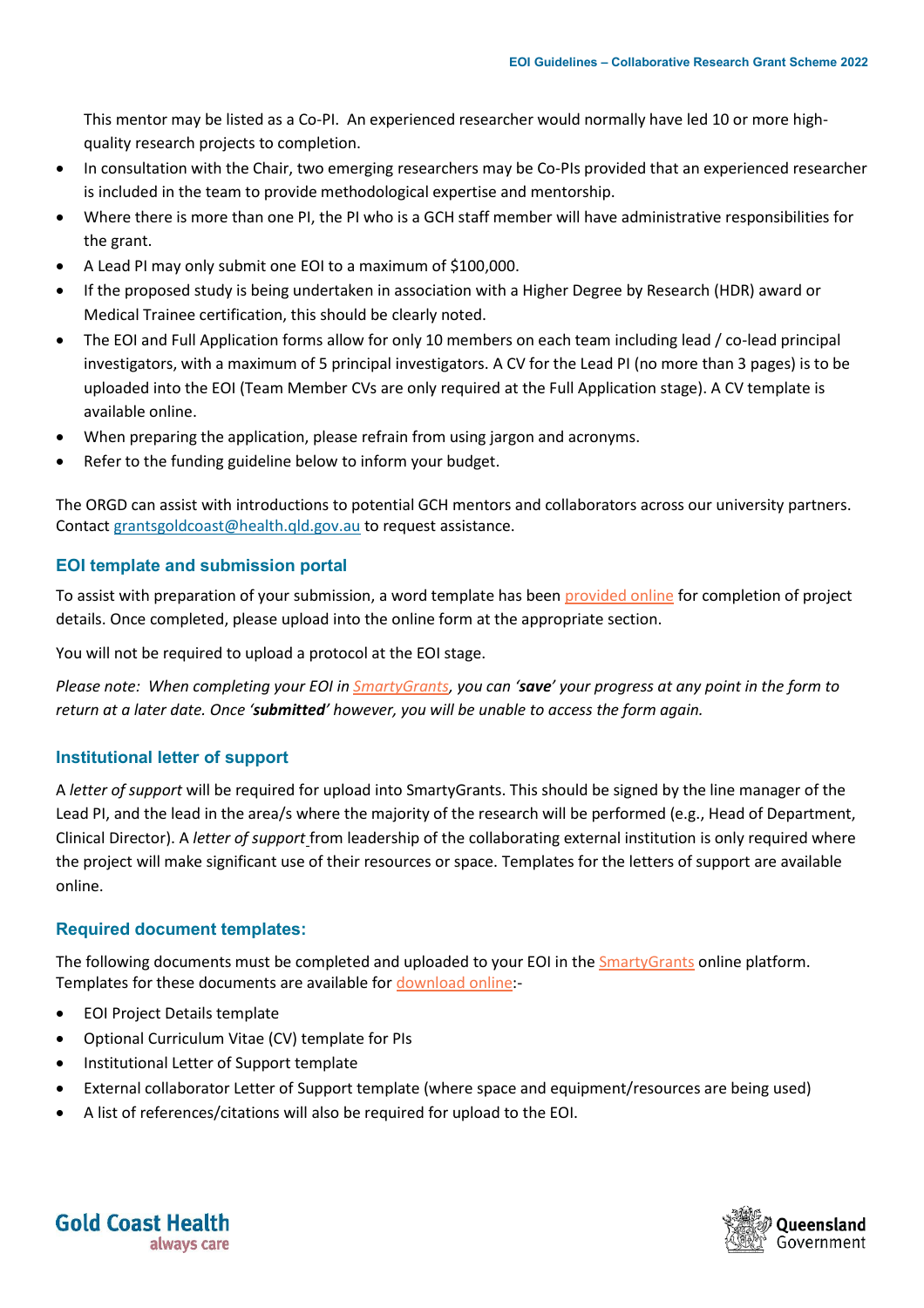This mentor may be listed as a Co-PI. An experienced researcher would normally have led 10 or more high-quality research projects to completion.

- In consultation with the Chair, two emerging researchers may be Co-PIs provided that an experienced researcher is included in the team to provide methodological expertise and mentorship.
- Where there is more than one PI, the PI who is a GCH staff member will have administrative responsibilities for the grant.
- A Lead PI may only submit one EOI to a maximum of $100,000.
- If the proposed study is being undertaken in association with a Higher Degree by Research (HDR) award or Medical Trainee certification, this should be clearly noted.
- The EOI and Full Application forms allow for only 10 members on each team including lead / co-lead principal investigators, with a maximum of 5 principal investigators. A CV for the Lead PI (no more than 3 pages) is to be uploaded into the EOI (Team Member CVs are only required at the Full Application stage). A CV template is available online.
- When preparing the application, please refrain from using jargon and acronyms.
- Refer to the funding guideline below to inform your budget.

The ORGD can assist with introductions to potential GCH mentors and collaborators across our university partners. Contact grantsgoldcoast@health.qld.gov.au to request assistance.

## EOI template and submission portal

To assist with preparation of your submission, a word template has been provided online for completion of project details. Once completed, please upload into the online form at the appropriate section.

You will not be required to upload a protocol at the EOI stage.

*Please note: When completing your EOI in SmartyGrants, you can '**save**' your progress at any point in the form to return at a later date. Once '**submitted**' however, you will be unable to access the form again.*

## Institutional letter of support

A *letter of support* will be required for upload into SmartyGrants. This should be signed by the line manager of the Lead PI, and the lead in the area/s where the majority of the research will be performed (e.g., Head of Department, Clinical Director). A *letter of support* from leadership of the collaborating external institution is only required where the project will make significant use of their resources or space. Templates for the letters of support are available online.

## Required document templates:

The following documents must be completed and uploaded to your EOI in the SmartyGrants online platform. Templates for these documents are available for download online:-

- EOI Project Details template
- Optional Curriculum Vitae (CV) template for PIs
- Institutional Letter of Support template
- External collaborator Letter of Support template (where space and equipment/resources are being used)
- A list of references/citations will also be required for upload to the EOI.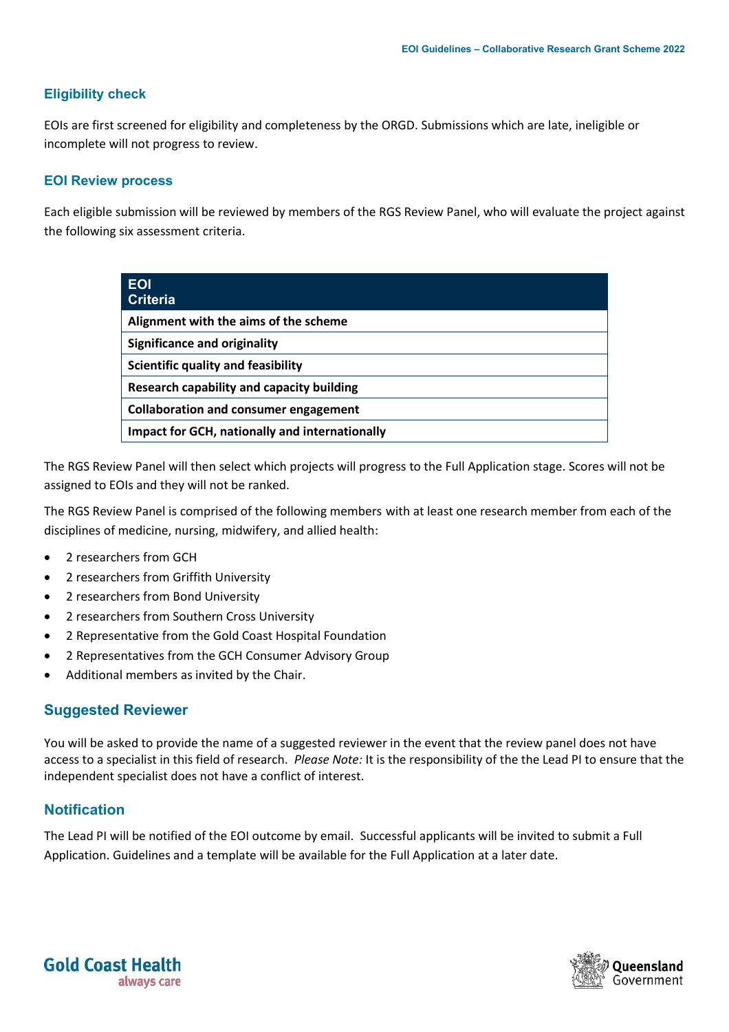## Eligibility check

EOIs are first screened for eligibility and completeness by the ORGD. Submissions which are late, ineligible or incomplete will not progress to review.

## EOI Review process

Each eligible submission will be reviewed by members of the RGS Review Panel, who will evaluate the project against the following six assessment criteria.

| EOI Criteria |
| --- |
| **Alignment with the aims of the scheme** |
| **Significance and originality** |
| **Scientific quality and feasibility** |
| **Research capability and capacity building** |
| **Collaboration and consumer engagement** |
| **Impact for GCH, nationally and internationally** |

The RGS Review Panel will then select which projects will progress to the Full Application stage. Scores will not be assigned to EOIs and they will not be ranked.

The RGS Review Panel is comprised of the following members with at least one research member from each of the disciplines of medicine, nursing, midwifery, and allied health:

- 2 researchers from GCH
- 2 researchers from Griffith University
- 2 researchers from Bond University
- 2 researchers from Southern Cross University
- 2 Representative from the Gold Coast Hospital Foundation
- 2 Representatives from the GCH Consumer Advisory Group
- Additional members as invited by the Chair.

## Suggested Reviewer

You will be asked to provide the name of a suggested reviewer in the event that the review panel does not have access to a specialist in this field of research. *Please Note:* It is the responsibility of the the Lead PI to ensure that the independent specialist does not have a conflict of interest.

## Notification

The Lead PI will be notified of the EOI outcome by email. Successful applicants will be invited to submit a Full Application. Guidelines and a template will be available for the Full Application at a later date.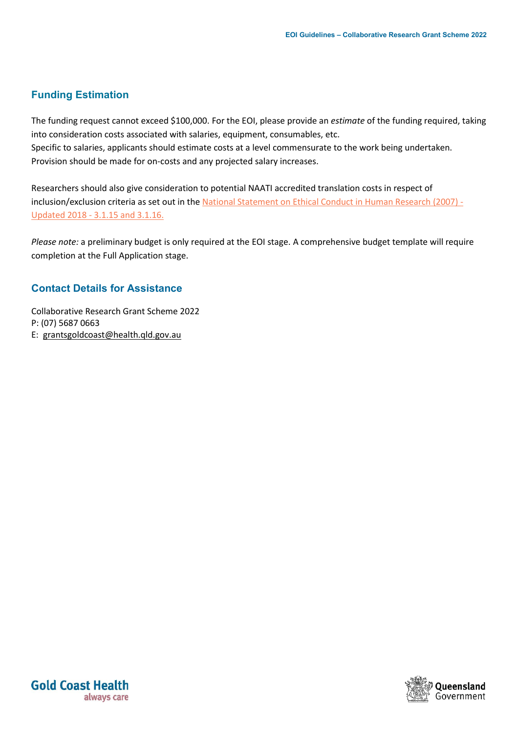## Funding Estimation

The funding request cannot exceed $100,000. For the EOI, please provide an *estimate* of the funding required, taking into consideration costs associated with salaries, equipment, consumables, etc.
Specific to salaries, applicants should estimate costs at a level commensurate to the work being undertaken. Provision should be made for on-costs and any projected salary increases.

Researchers should also give consideration to potential NAATI accredited translation costs in respect of inclusion/exclusion criteria as set out in the National Statement on Ethical Conduct in Human Research (2007) - Updated 2018 - 3.1.15 and 3.1.16.

*Please note:* a preliminary budget is only required at the EOI stage. A comprehensive budget template will require completion at the Full Application stage.

## Contact Details for Assistance

Collaborative Research Grant Scheme 2022
P: (07) 5687 0663
E: grantsgoldcoast@health.qld.gov.au